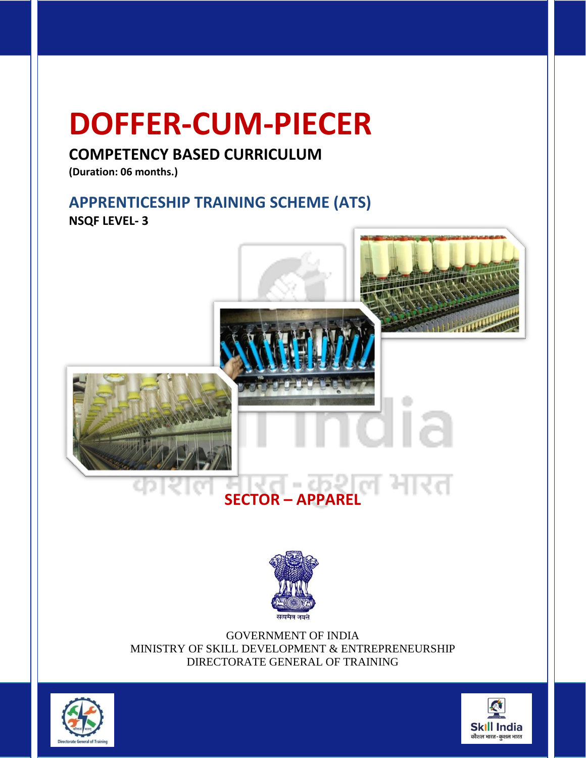# DOFFER-CUM-PIECER

## COMPETENCY BASED CURRICULUM

**(Duration: 06 months.)**

## APPRENTICESHIP TRAINING SCHEME (ATS)

**NSQF LEVEL- 3**

## SECTOR – APPAREL

GOVERNMENT OF INDIA
MINISTRY OF SKILL DEVELOPMENT & ENTREPRENEURSHIP
DIRECTORATE GENERAL OF TRAINING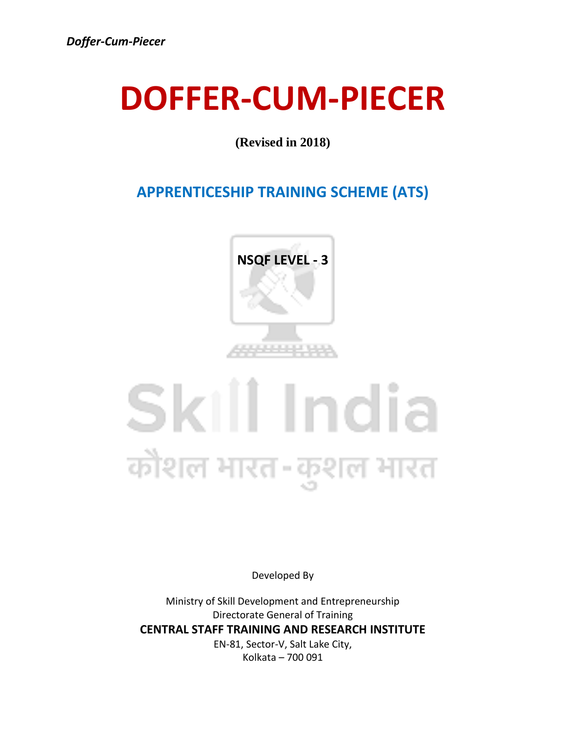# DOFFER-CUM-PIECER

**(Revised in 2018)**

## APPRENTICESHIP TRAINING SCHEME (ATS)

**NSQF LEVEL - 3**

Skill India

कौशल भारत - कुशल भारत

Developed By

Ministry of Skill Development and Entrepreneurship

Directorate General of Training

**CENTRAL STAFF TRAINING AND RESEARCH INSTITUTE**

EN-81, Sector-V, Salt Lake City,

Kolkata – 700 091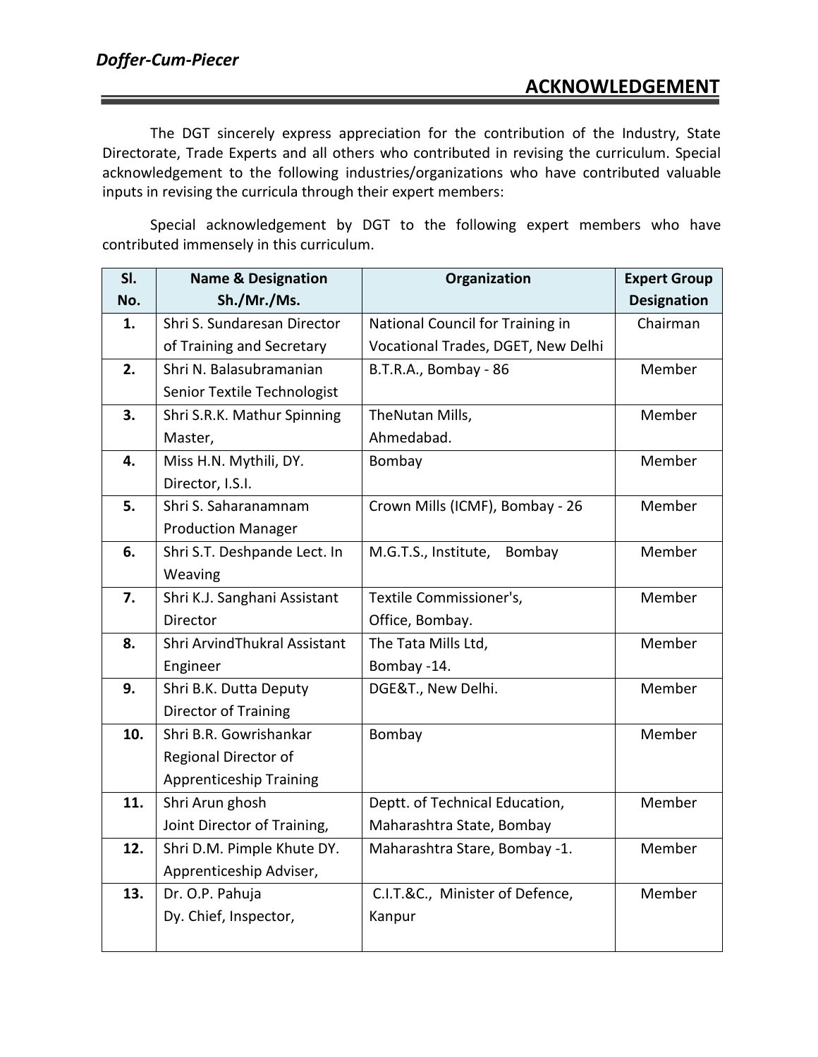# ACKNOWLEDGEMENT

The DGT sincerely express appreciation for the contribution of the Industry, State Directorate, Trade Experts and all others who contributed in revising the curriculum. Special acknowledgement to the following industries/organizations who have contributed valuable inputs in revising the curricula through their expert members:

Special acknowledgement by DGT to the following expert members who have contributed immensely in this curriculum.

| Sl. No. | Name & Designation Sh./Mr./Ms. | Organization | Expert Group Designation |
|---|---|---|---|
| 1. | Shri S. Sundaresan Director of Training and Secretary | National Council for Training in Vocational Trades, DGET, New Delhi | Chairman |
| 2. | Shri N. Balasubramanian Senior Textile Technologist | B.T.R.A., Bombay - 86 | Member |
| 3. | Shri S.R.K. Mathur Spinning Master, | TheNutan Mills, Ahmedabad. | Member |
| 4. | Miss H.N. Mythili, DY. Director, I.S.I. | Bombay | Member |
| 5. | Shri S. Saharanamnam Production Manager | Crown Mills (ICMF), Bombay - 26 | Member |
| 6. | Shri S.T. Deshpande Lect. In Weaving | M.G.T.S., Institute, Bombay | Member |
| 7. | Shri K.J. Sanghani Assistant Director | Textile Commissioner's, Office, Bombay. | Member |
| 8. | Shri ArvindThukral Assistant Engineer | The Tata Mills Ltd, Bombay -14. | Member |
| 9. | Shri B.K. Dutta Deputy Director of Training | DGE&T., New Delhi. | Member |
| 10. | Shri B.R. Gowrishankar Regional Director of Apprenticeship Training | Bombay | Member |
| 11. | Shri Arun ghosh Joint Director of Training, | Deptt. of Technical Education, Maharashtra State, Bombay | Member |
| 12. | Shri D.M. Pimple Khute DY. Apprenticeship Adviser, | Maharashtra Stare, Bombay -1. | Member |
| 13. | Dr. O.P. Pahuja Dy. Chief, Inspector, | C.I.T.&C., Minister of Defence, Kanpur | Member |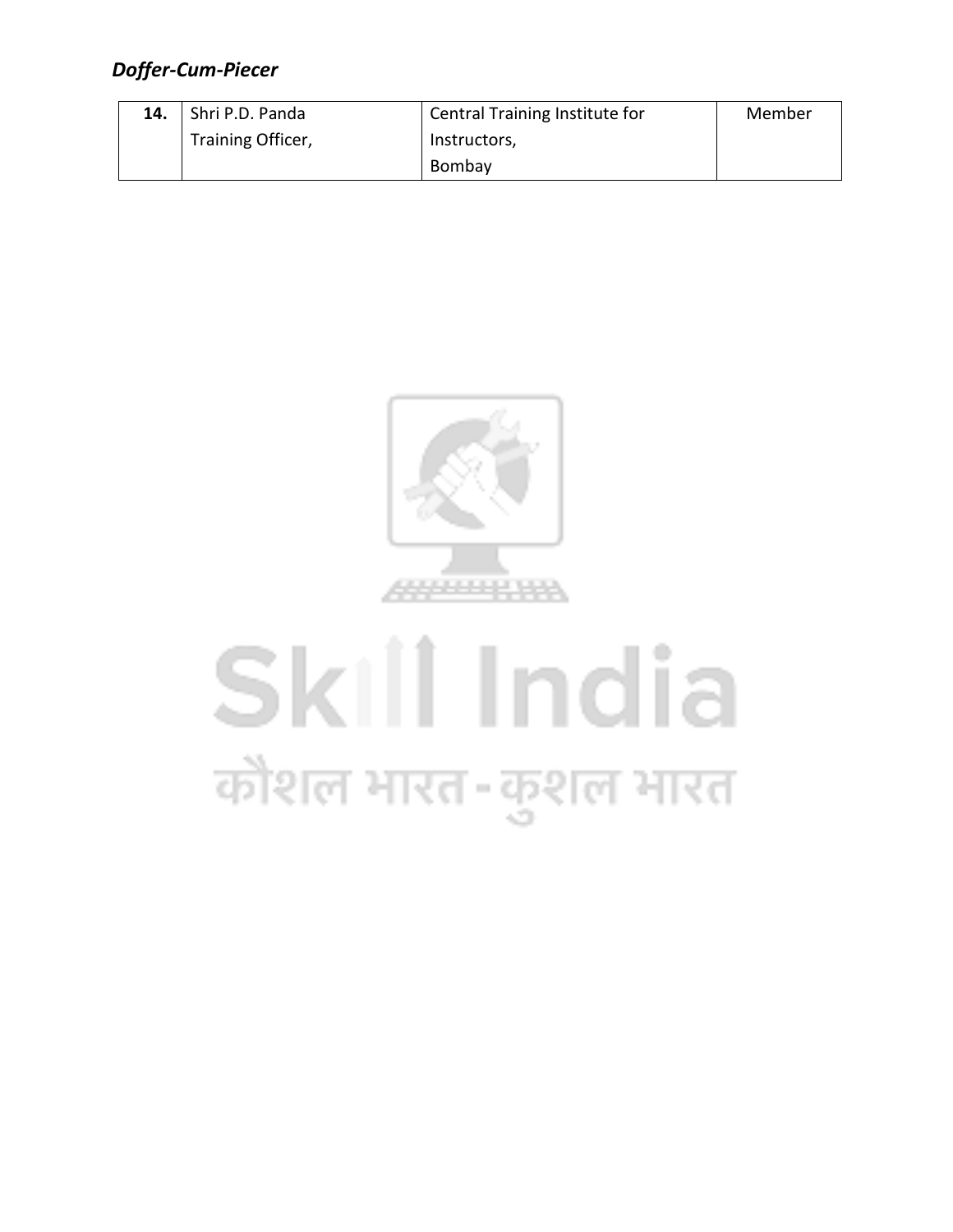| 14. | Shri P.D. Panda<br>Training Officer, | Central Training Institute for Instructors,<br>Bombay | Member |
|---|---|---|---|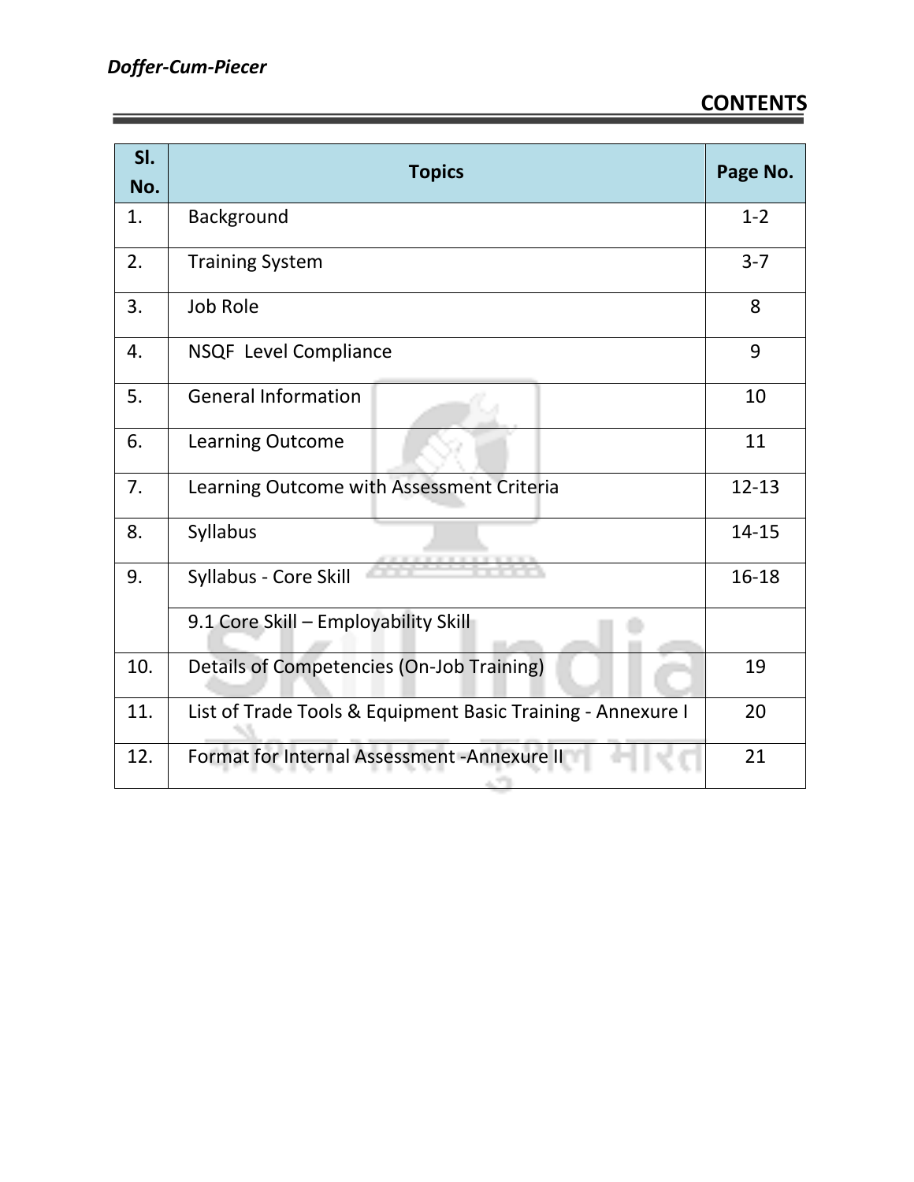## CONTENTS

| Sl. No. | Topics | Page No. |
|---|---|---|
| 1. | Background | 1-2 |
| 2. | Training System | 3-7 |
| 3. | Job Role | 8 |
| 4. | NSQF Level Compliance | 9 |
| 5. | General Information | 10 |
| 6. | Learning Outcome | 11 |
| 7. | Learning Outcome with Assessment Criteria | 12-13 |
| 8. | Syllabus | 14-15 |
| 9. | Syllabus - Core Skill | 16-18 |
| | 9.1 Core Skill – Employability Skill | |
| 10. | Details of Competencies (On-Job Training) | 19 |
| 11. | List of Trade Tools & Equipment Basic Training - Annexure I | 20 |
| 12. | Format for Internal Assessment -Annexure II | 21 |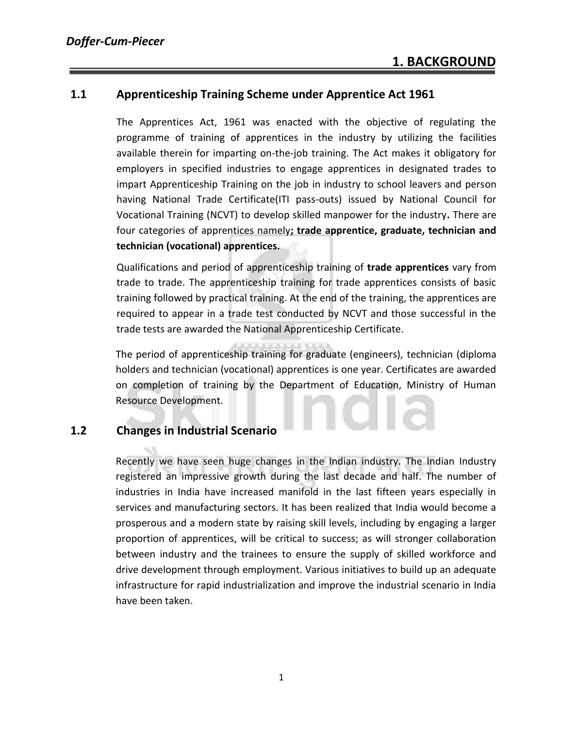# 1. BACKGROUND

## 1.1 Apprenticeship Training Scheme under Apprentice Act 1961

The Apprentices Act, 1961 was enacted with the objective of regulating the programme of training of apprentices in the industry by utilizing the facilities available therein for imparting on-the-job training. The Act makes it obligatory for employers in specified industries to engage apprentices in designated trades to impart Apprenticeship Training on the job in industry to school leavers and person having National Trade Certificate(ITI pass-outs) issued by National Council for Vocational Training (NCVT) to develop skilled manpower for the industry**.** There are four categories of apprentices namely**; trade apprentice, graduate, technician and technician (vocational) apprentices.**

Qualifications and period of apprenticeship training of **trade apprentices** vary from trade to trade. The apprenticeship training for trade apprentices consists of basic training followed by practical training. At the end of the training, the apprentices are required to appear in a trade test conducted by NCVT and those successful in the trade tests are awarded the National Apprenticeship Certificate.

The period of apprenticeship training for graduate (engineers), technician (diploma holders and technician (vocational) apprentices is one year. Certificates are awarded on completion of training by the Department of Education, Ministry of Human Resource Development.

## 1.2 Changes in Industrial Scenario

Recently we have seen huge changes in the Indian industry. The Indian Industry registered an impressive growth during the last decade and half. The number of industries in India have increased manifold in the last fifteen years especially in services and manufacturing sectors. It has been realized that India would become a prosperous and a modern state by raising skill levels, including by engaging a larger proportion of apprentices, will be critical to success; as will stronger collaboration between industry and the trainees to ensure the supply of skilled workforce and drive development through employment. Various initiatives to build up an adequate infrastructure for rapid industrialization and improve the industrial scenario in India have been taken.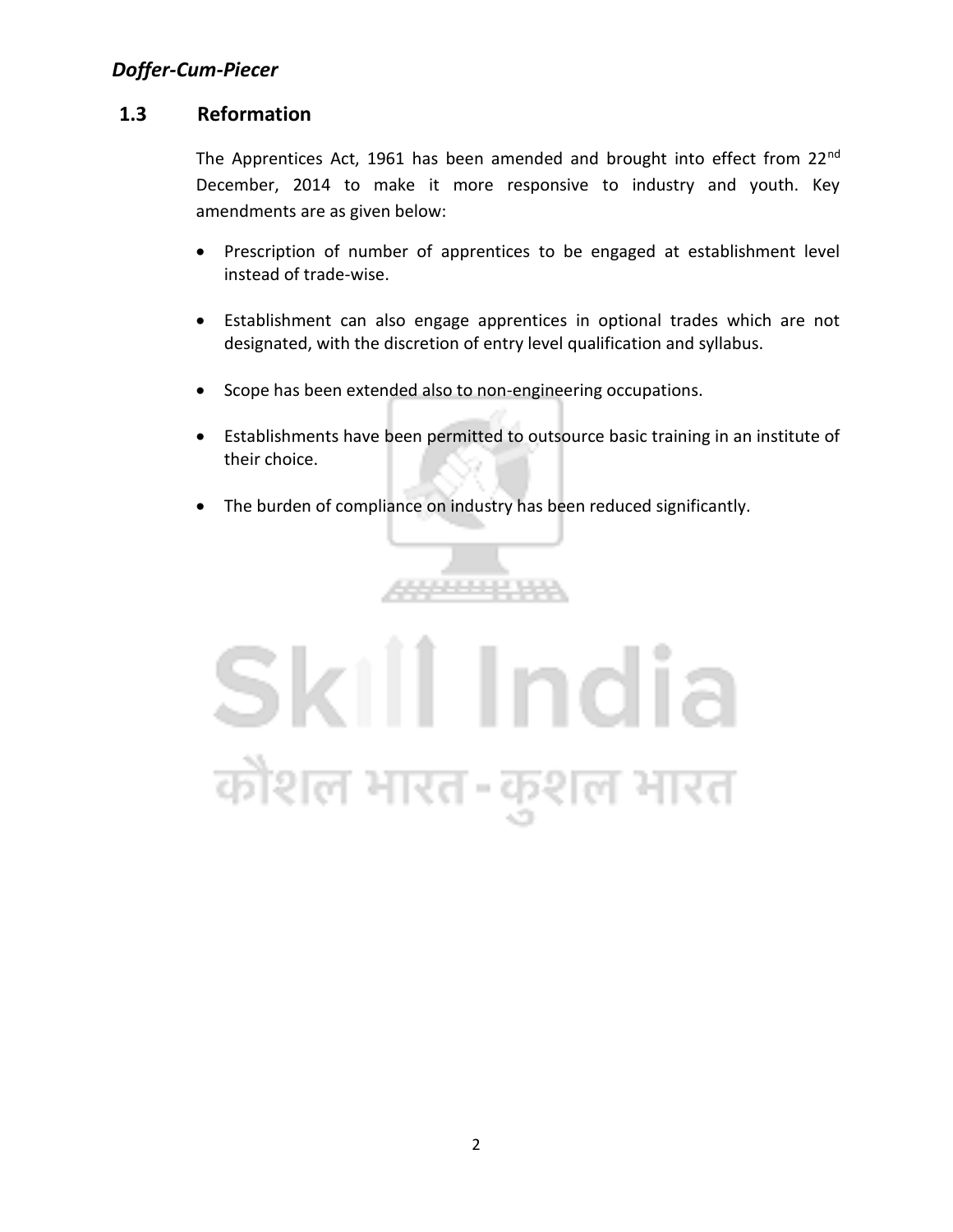## 1.3 Reformation

The Apprentices Act, 1961 has been amended and brought into effect from 22nd December, 2014 to make it more responsive to industry and youth. Key amendments are as given below:

- Prescription of number of apprentices to be engaged at establishment level instead of trade-wise.
- Establishment can also engage apprentices in optional trades which are not designated, with the discretion of entry level qualification and syllabus.
- Scope has been extended also to non-engineering occupations.
- Establishments have been permitted to outsource basic training in an institute of their choice.
- The burden of compliance on industry has been reduced significantly.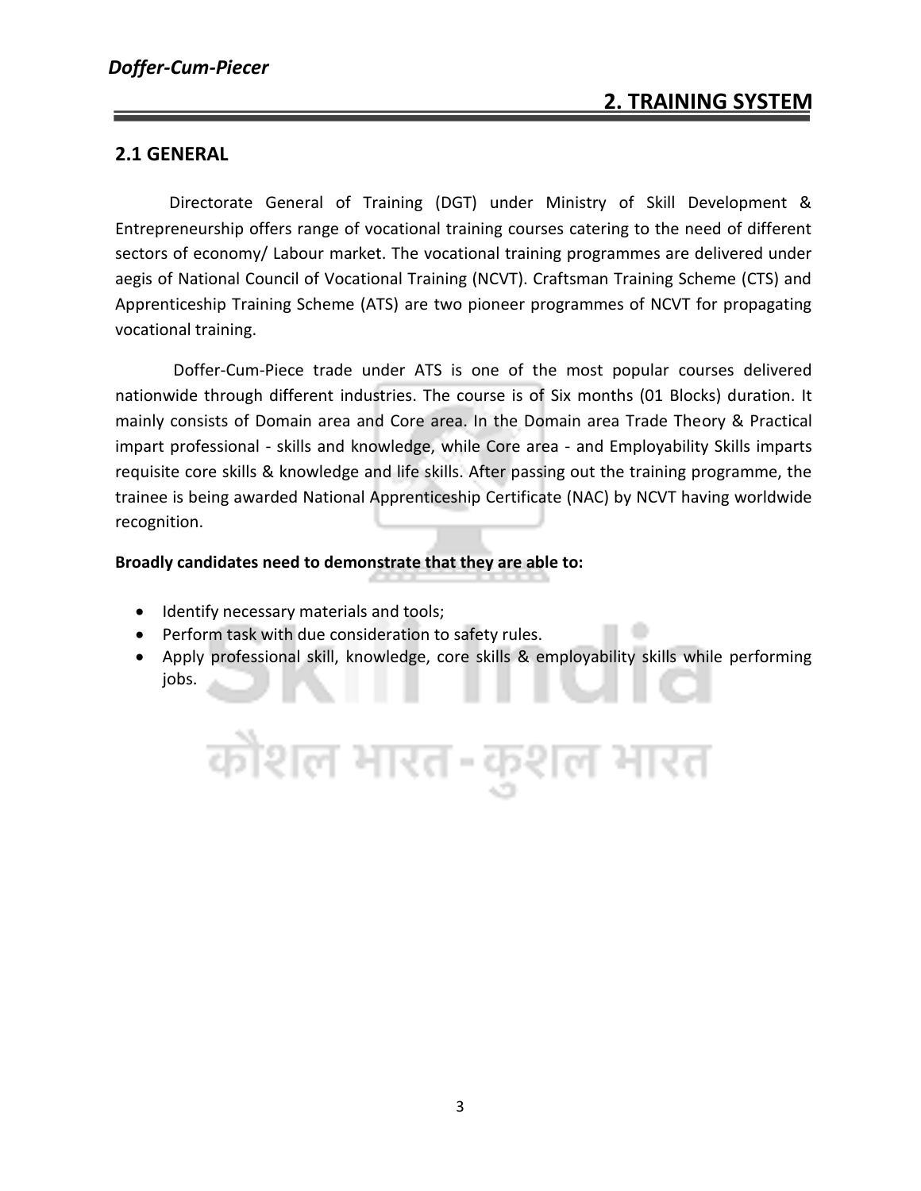# 2. TRAINING SYSTEM

## 2.1 GENERAL

Directorate General of Training (DGT) under Ministry of Skill Development & Entrepreneurship offers range of vocational training courses catering to the need of different sectors of economy/ Labour market. The vocational training programmes are delivered under aegis of National Council of Vocational Training (NCVT). Craftsman Training Scheme (CTS) and Apprenticeship Training Scheme (ATS) are two pioneer programmes of NCVT for propagating vocational training.

Doffer-Cum-Piece trade under ATS is one of the most popular courses delivered nationwide through different industries. The course is of Six months (01 Blocks) duration. It mainly consists of Domain area and Core area. In the Domain area Trade Theory & Practical impart professional - skills and knowledge, while Core area - and Employability Skills imparts requisite core skills & knowledge and life skills. After passing out the training programme, the trainee is being awarded National Apprenticeship Certificate (NAC) by NCVT having worldwide recognition.

**Broadly candidates need to demonstrate that they are able to:**

- Identify necessary materials and tools;
- Perform task with due consideration to safety rules.
- Apply professional skill, knowledge, core skills & employability skills while performing jobs.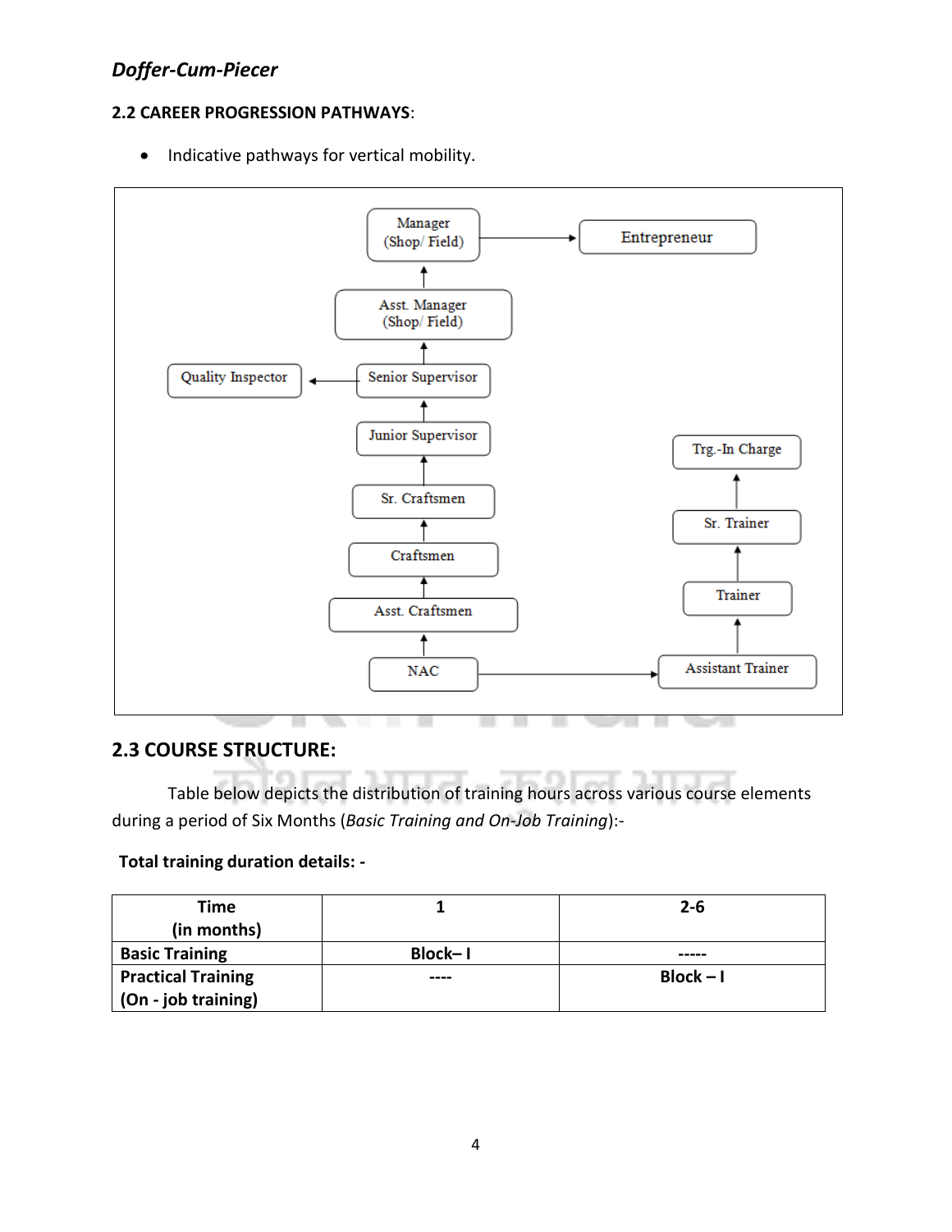## 2.2 CAREER PROGRESSION PATHWAYS:

- Indicative pathways for vertical mobility.

Manager (Shop/ Field) → Entrepreneur

Asst. Manager (Shop/ Field)

Quality Inspector ← Senior Supervisor

Junior Supervisor

Sr. Craftsmen

Craftsmen

Asst. Craftsmen

NAC → Assistant Trainer

Trg.-In Charge

Sr. Trainer

Trainer

Assistant Trainer

## 2.3 COURSE STRUCTURE:

Table below depicts the distribution of training hours across various course elements during a period of Six Months (*Basic Training and On-Job Training*):-

**Total training duration details: -**

| Time (in months) | 1 | 2-6 |
|---|---|---|
| **Basic Training** | **Block– I** | **-----** |
| **Practical Training (On - job training)** | **----** | **Block – I** |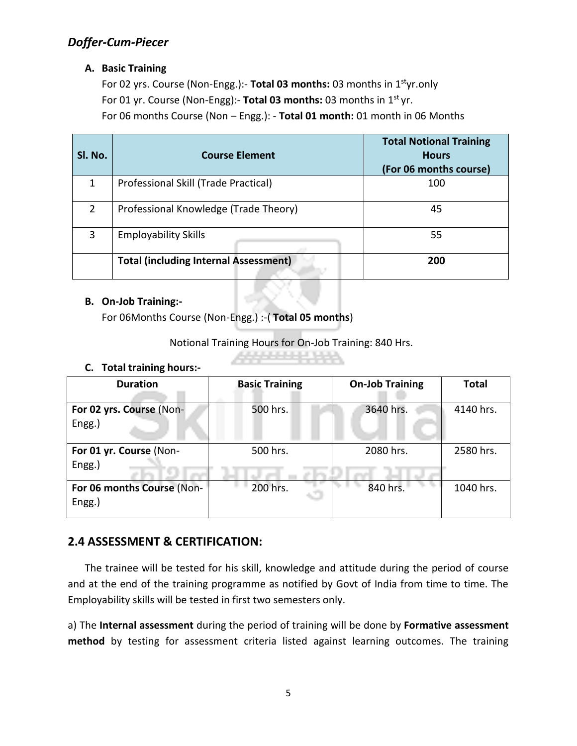*Doffer-Cum-Piecer*

**A. Basic Training**

For 02 yrs. Course (Non-Engg.):- **Total 03 months:** 03 months in 1st yr.only
For 01 yr. Course (Non-Engg):- **Total 03 months:** 03 months in 1st yr.
For 06 months Course (Non – Engg.): - **Total 01 month:** 01 month in 06 Months

| Sl. No. | Course Element | Total Notional Training Hours (For 06 months course) |
|---|---|---|
| 1 | Professional Skill (Trade Practical) | 100 |
| 2 | Professional Knowledge (Trade Theory) | 45 |
| 3 | Employability Skills | 55 |
| | **Total (including Internal Assessment)** | **200** |

**B. On-Job Training:-**

For 06Months Course (Non-Engg.) :-( **Total 05 months**)

Notional Training Hours for On-Job Training: 840 Hrs.

**C. Total training hours:-**

| Duration | Basic Training | On-Job Training | Total |
|---|---|---|---|
| **For 02 yrs. Course** (Non-Engg.) | 500 hrs. | 3640 hrs. | 4140 hrs. |
| **For 01 yr. Course** (Non-Engg.) | 500 hrs. | 2080 hrs. | 2580 hrs. |
| **For 06 months Course** (Non-Engg.) | 200 hrs. | 840 hrs. | 1040 hrs. |

## 2.4 ASSESSMENT & CERTIFICATION:

The trainee will be tested for his skill, knowledge and attitude during the period of course and at the end of the training programme as notified by Govt of India from time to time. The Employability skills will be tested in first two semesters only.

a) The **Internal assessment** during the period of training will be done by **Formative assessment method** by testing for assessment criteria listed against learning outcomes. The training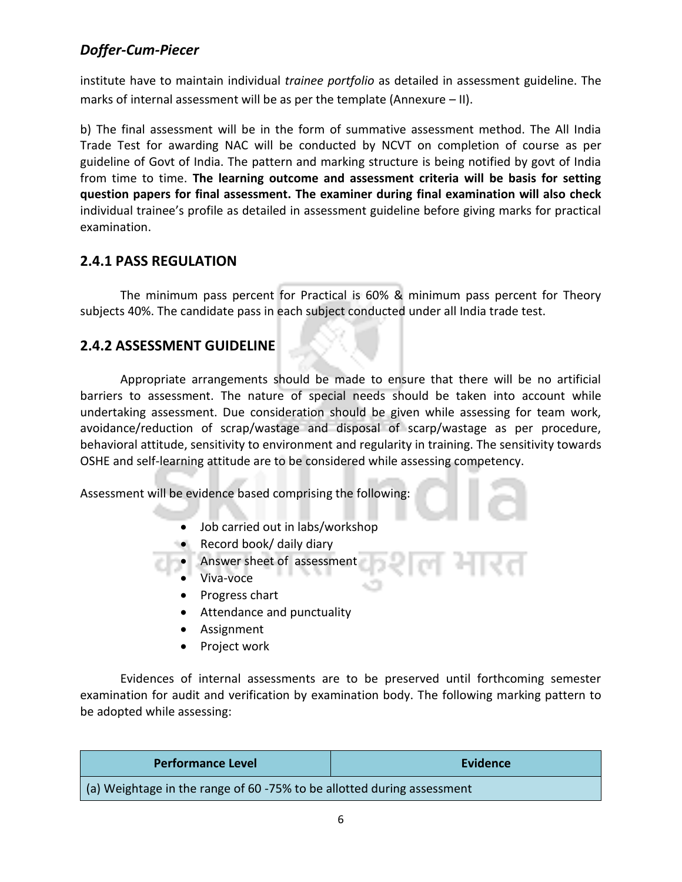institute have to maintain individual *trainee portfolio* as detailed in assessment guideline. The marks of internal assessment will be as per the template (Annexure – II).

b) The final assessment will be in the form of summative assessment method. The All India Trade Test for awarding NAC will be conducted by NCVT on completion of course as per guideline of Govt of India. The pattern and marking structure is being notified by govt of India from time to time. **The learning outcome and assessment criteria will be basis for setting question papers for final assessment. The examiner during final examination will also check** individual trainee's profile as detailed in assessment guideline before giving marks for practical examination.

### 2.4.1 PASS REGULATION

The minimum pass percent for Practical is 60% & minimum pass percent for Theory subjects 40%. The candidate pass in each subject conducted under all India trade test.

### 2.4.2 ASSESSMENT GUIDELINE

Appropriate arrangements should be made to ensure that there will be no artificial barriers to assessment. The nature of special needs should be taken into account while undertaking assessment. Due consideration should be given while assessing for team work, avoidance/reduction of scrap/wastage and disposal of scarp/wastage as per procedure, behavioral attitude, sensitivity to environment and regularity in training. The sensitivity towards OSHE and self-learning attitude are to be considered while assessing competency.

Assessment will be evidence based comprising the following:

- Job carried out in labs/workshop
- Record book/ daily diary
- Answer sheet of assessment
- Viva-voce
- Progress chart
- Attendance and punctuality
- Assignment
- Project work

Evidences of internal assessments are to be preserved until forthcoming semester examination for audit and verification by examination body. The following marking pattern to be adopted while assessing:

| Performance Level | Evidence |
|---|---|
| (a) Weightage in the range of 60 -75% to be allotted during assessment | |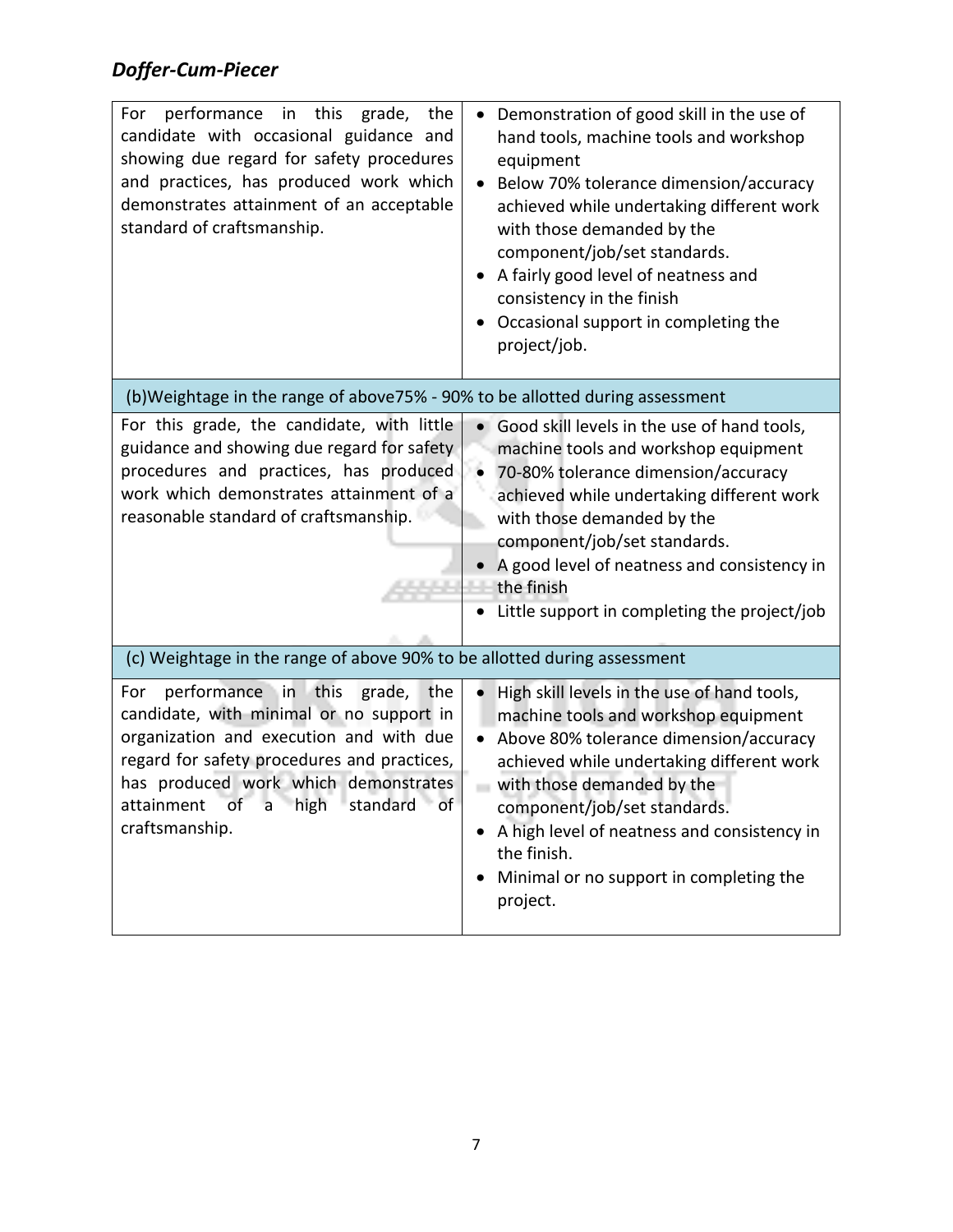| | |
|---|---|
| For performance in this grade, the candidate with occasional guidance and showing due regard for safety procedures and practices, has produced work which demonstrates attainment of an acceptable standard of craftsmanship. | • Demonstration of good skill in the use of hand tools, machine tools and workshop equipment<br>• Below 70% tolerance dimension/accuracy achieved while undertaking different work with those demanded by the component/job/set standards.<br>• A fairly good level of neatness and consistency in the finish<br>• Occasional support in completing the project/job. |
| (b)Weightage in the range of above75% - 90% to be allotted during assessment | |
| For this grade, the candidate, with little guidance and showing due regard for safety procedures and practices, has produced work which demonstrates attainment of a reasonable standard of craftsmanship. | • Good skill levels in the use of hand tools, machine tools and workshop equipment<br>• 70-80% tolerance dimension/accuracy achieved while undertaking different work with those demanded by the component/job/set standards.<br>• A good level of neatness and consistency in the finish<br>• Little support in completing the project/job |
| (c) Weightage in the range of above 90% to be allotted during assessment | |
| For performance in this grade, the candidate, with minimal or no support in organization and execution and with due regard for safety procedures and practices, has produced work which demonstrates attainment of a high standard of craftsmanship. | • High skill levels in the use of hand tools, machine tools and workshop equipment<br>• Above 80% tolerance dimension/accuracy achieved while undertaking different work with those demanded by the component/job/set standards.<br>• A high level of neatness and consistency in the finish.<br>• Minimal or no support in completing the project. |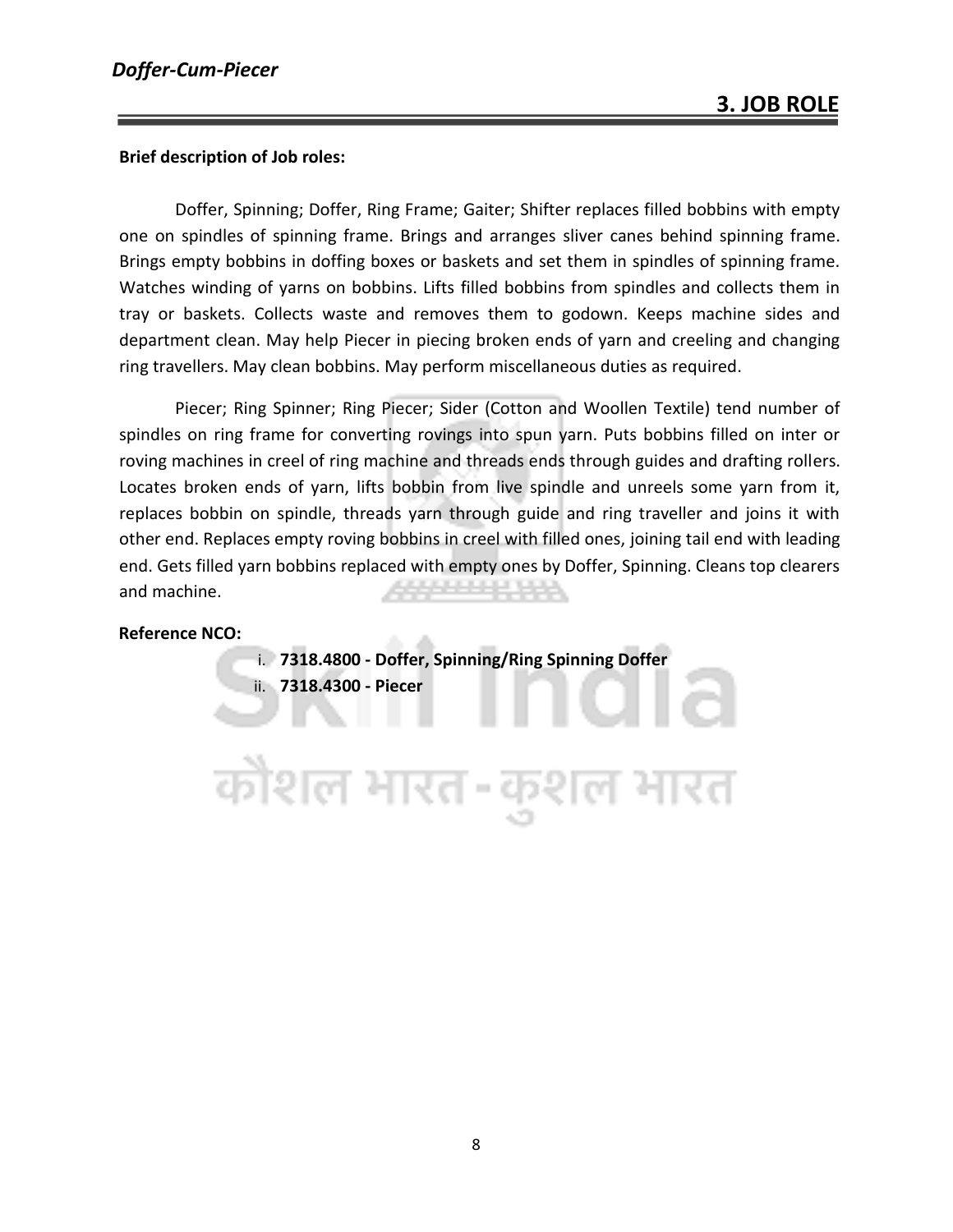## 3. JOB ROLE

**Brief description of Job roles:**

Doffer, Spinning; Doffer, Ring Frame; Gaiter; Shifter replaces filled bobbins with empty one on spindles of spinning frame. Brings and arranges sliver canes behind spinning frame. Brings empty bobbins in doffing boxes or baskets and set them in spindles of spinning frame. Watches winding of yarns on bobbins. Lifts filled bobbins from spindles and collects them in tray or baskets. Collects waste and removes them to godown. Keeps machine sides and department clean. May help Piecer in piecing broken ends of yarn and creeling and changing ring travellers. May clean bobbins. May perform miscellaneous duties as required.

Piecer; Ring Spinner; Ring Piecer; Sider (Cotton and Woollen Textile) tend number of spindles on ring frame for converting rovings into spun yarn. Puts bobbins filled on inter or roving machines in creel of ring machine and threads ends through guides and drafting rollers. Locates broken ends of yarn, lifts bobbin from live spindle and unreels some yarn from it, replaces bobbin on spindle, threads yarn through guide and ring traveller and joins it with other end. Replaces empty roving bobbins in creel with filled ones, joining tail end with leading end. Gets filled yarn bobbins replaced with empty ones by Doffer, Spinning. Cleans top clearers and machine.

**Reference NCO:**

i. **7318.4800 - Doffer, Spinning/Ring Spinning Doffer**
ii. **7318.4300 - Piecer**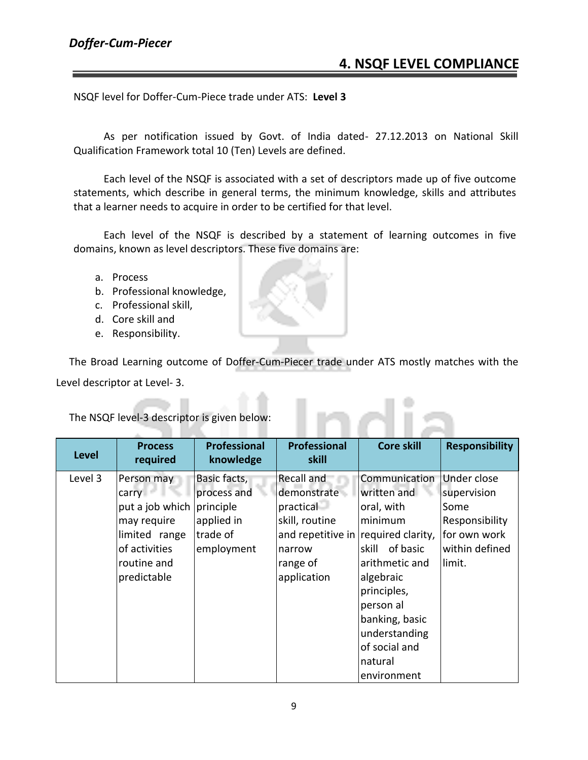## 4. NSQF LEVEL COMPLIANCE

NSQF level for Doffer-Cum-Piece trade under ATS: **Level 3**

As per notification issued by Govt. of India dated- 27.12.2013 on National Skill Qualification Framework total 10 (Ten) Levels are defined.

Each level of the NSQF is associated with a set of descriptors made up of five outcome statements, which describe in general terms, the minimum knowledge, skills and attributes that a learner needs to acquire in order to be certified for that level.

Each level of the NSQF is described by a statement of learning outcomes in five domains, known as level descriptors. These five domains are:

a. Process
b. Professional knowledge,
c. Professional skill,
d. Core skill and
e. Responsibility.

The Broad Learning outcome of Doffer-Cum-Piecer trade under ATS mostly matches with the Level descriptor at Level- 3.

The NSQF level-3 descriptor is given below:

| Level | Process required | Professional knowledge | Professional skill | Core skill | Responsibility |
|---|---|---|---|---|---|
| Level 3 | Person may carry put a job which may require limited range of activities routine and predictable | Basic facts, process and principle applied in trade of employment | Recall and demonstrate practical skill, routine and repetitive in narrow range of application | Communication written and oral, with minimum required clarity, skill of basic arithmetic and algebraic principles, person al banking, basic understanding of social and natural environment | Under close supervision Some Responsibility for own work within defined limit. |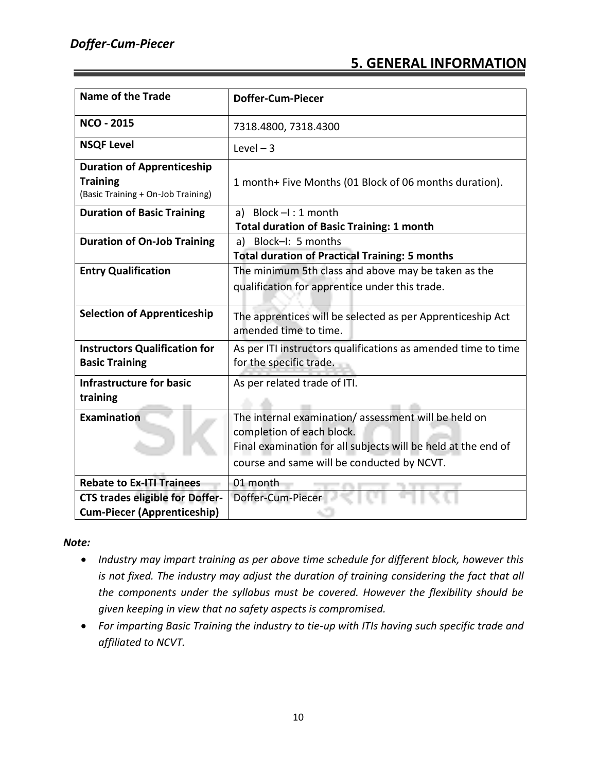## 5. GENERAL INFORMATION

| Name of the Trade | Doffer-Cum-Piecer |
|---|---|
| **NCO - 2015** | 7318.4800, 7318.4300 |
| **NSQF Level** | Level – 3 |
| **Duration of Apprenticeship Training** (Basic Training + On-Job Training) | 1 month+ Five Months (01 Block of 06 months duration). |
| **Duration of Basic Training** | a) Block –I : 1 month<br>**Total duration of Basic Training: 1 month** |
| **Duration of On-Job Training** | a) Block–I: 5 months<br>**Total duration of Practical Training: 5 months** |
| **Entry Qualification** | The minimum 5th class and above may be taken as the qualification for apprentice under this trade. |
| **Selection of Apprenticeship** | The apprentices will be selected as per Apprenticeship Act amended time to time. |
| **Instructors Qualification for Basic Training** | As per ITI instructors qualifications as amended time to time for the specific trade. |
| **Infrastructure for basic training** | As per related trade of ITI. |
| **Examination** | The internal examination/ assessment will be held on completion of each block.<br>Final examination for all subjects will be held at the end of course and same will be conducted by NCVT. |
| **Rebate to Ex-ITI Trainees** | 01 month |
| **CTS trades eligible for Doffer-Cum-Piecer (Apprenticeship)** | Doffer-Cum-Piecer |

***Note:***

- *Industry may impart training as per above time schedule for different block, however this is not fixed. The industry may adjust the duration of training considering the fact that all the components under the syllabus must be covered. However the flexibility should be given keeping in view that no safety aspects is compromised.*
- *For imparting Basic Training the industry to tie-up with ITIs having such specific trade and affiliated to NCVT.*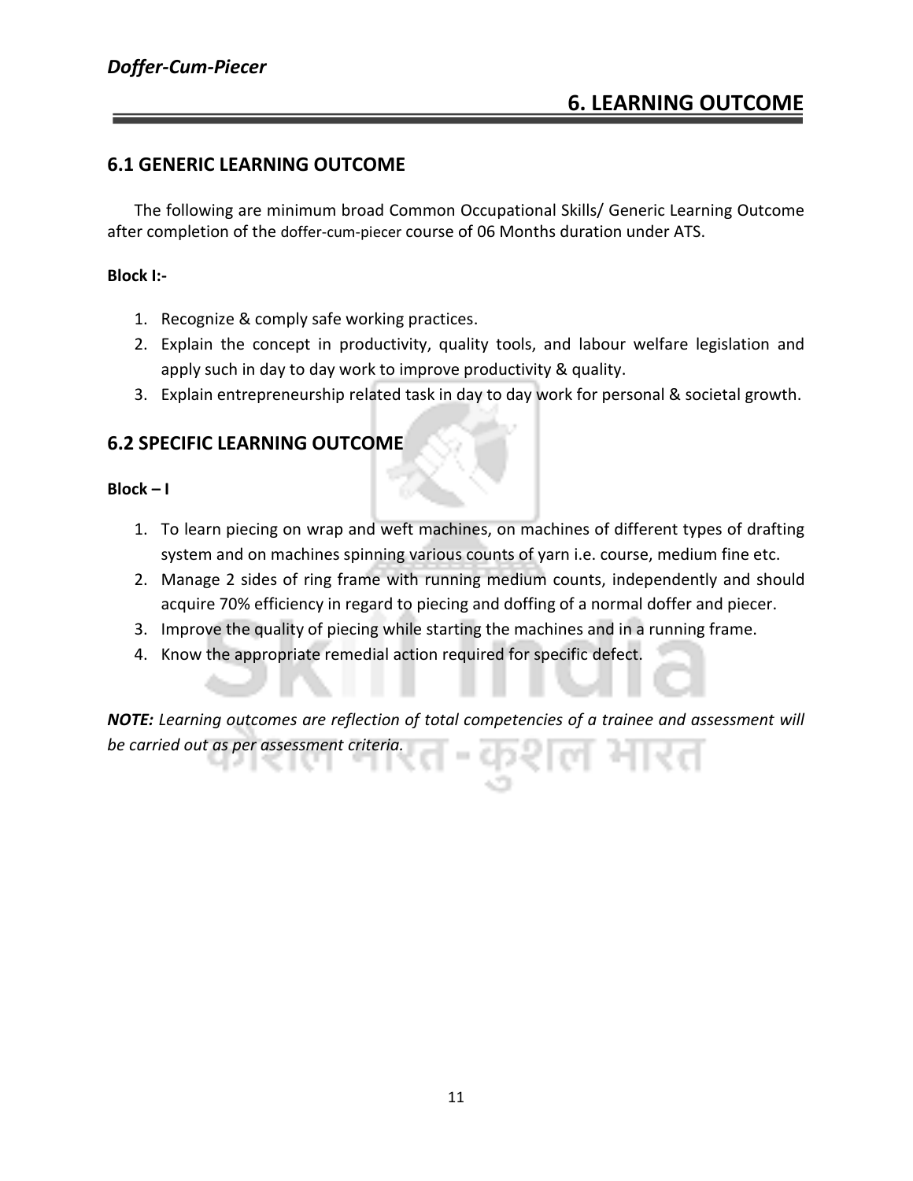## 6. LEARNING OUTCOME

### 6.1 GENERIC LEARNING OUTCOME

The following are minimum broad Common Occupational Skills/ Generic Learning Outcome after completion of the doffer-cum-piecer course of 06 Months duration under ATS.

**Block I:-**

1. Recognize & comply safe working practices.
2. Explain the concept in productivity, quality tools, and labour welfare legislation and apply such in day to day work to improve productivity & quality.
3. Explain entrepreneurship related task in day to day work for personal & societal growth.

### 6.2 SPECIFIC LEARNING OUTCOME

**Block – I**

1. To learn piecing on wrap and weft machines, on machines of different types of drafting system and on machines spinning various counts of yarn i.e. course, medium fine etc.
2. Manage 2 sides of ring frame with running medium counts, independently and should acquire 70% efficiency in regard to piecing and doffing of a normal doffer and piecer.
3. Improve the quality of piecing while starting the machines and in a running frame.
4. Know the appropriate remedial action required for specific defect.

***NOTE:*** *Learning outcomes are reflection of total competencies of a trainee and assessment will be carried out as per assessment criteria.*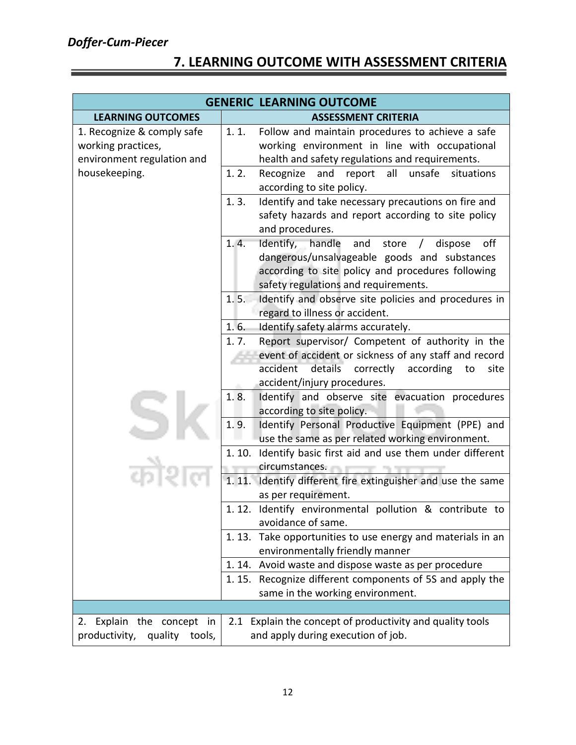## 7. LEARNING OUTCOME WITH ASSESSMENT CRITERIA

| GENERIC LEARNING OUTCOME | |
|---|---|
| **LEARNING OUTCOMES** | **ASSESSMENT CRITERIA** |
| 1. Recognize & comply safe working practices, environment regulation and housekeeping. | 1. 1. Follow and maintain procedures to achieve a safe working environment in line with occupational health and safety regulations and requirements. |
| | 1. 2. Recognize and report all unsafe situations according to site policy. |
| | 1. 3. Identify and take necessary precautions on fire and safety hazards and report according to site policy and procedures. |
| | 1. 4. Identify, handle and store / dispose off dangerous/unsalvageable goods and substances according to site policy and procedures following safety regulations and requirements. |
| | 1. 5. Identify and observe site policies and procedures in regard to illness or accident. |
| | 1. 6. Identify safety alarms accurately. |
| | 1. 7. Report supervisor/ Competent of authority in the event of accident or sickness of any staff and record accident details correctly according to site accident/injury procedures. |
| | 1. 8. Identify and observe site evacuation procedures according to site policy. |
| | 1. 9. Identify Personal Productive Equipment (PPE) and use the same as per related working environment. |
| | 1. 10. Identify basic first aid and use them under different circumstances. |
| | 1. 11. Identify different fire extinguisher and use the same as per requirement. |
| | 1. 12. Identify environmental pollution & contribute to avoidance of same. |
| | 1. 13. Take opportunities to use energy and materials in an environmentally friendly manner |
| | 1. 14. Avoid waste and dispose waste as per procedure |
| | 1. 15. Recognize different components of 5S and apply the same in the working environment. |
| | |
| 2. Explain the concept in productivity, quality tools, | 2.1 Explain the concept of productivity and quality tools and apply during execution of job. |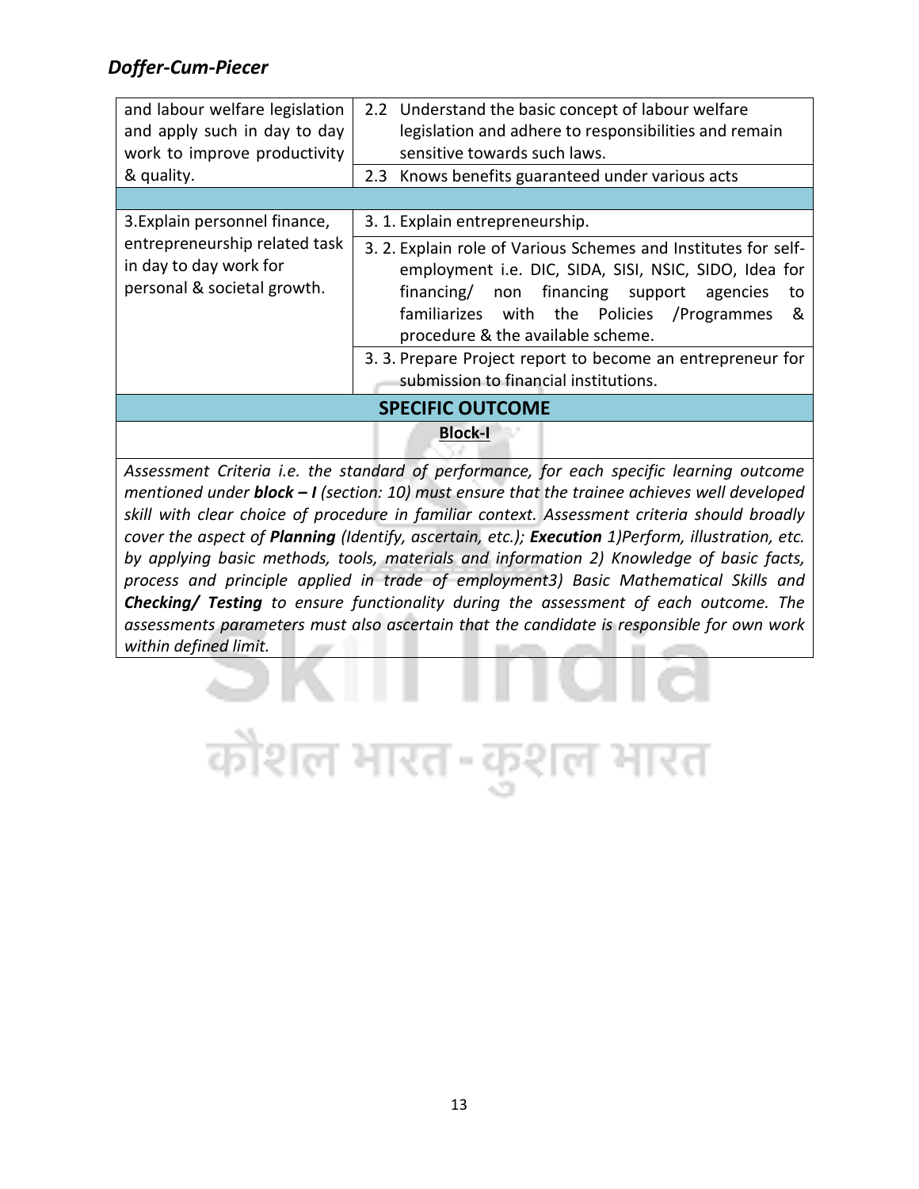| | |
|---|---|
| and labour welfare legislation and apply such in day to day work to improve productivity & quality. | 2.2 Understand the basic concept of labour welfare legislation and adhere to responsibilities and remain sensitive towards such laws. |
| | 2.3 Knows benefits guaranteed under various acts |
| | |
| 3.Explain personnel finance, entrepreneurship related task in day to day work for personal & societal growth. | 3. 1. Explain entrepreneurship. |
| | 3. 2. Explain role of Various Schemes and Institutes for self-employment i.e. DIC, SIDA, SISI, NSIC, SIDO, Idea for financing/ non financing support agencies to familiarizes with the Policies /Programmes & procedure & the available scheme. |
| | 3. 3. Prepare Project report to become an entrepreneur for submission to financial institutions. |

## SPECIFIC OUTCOME

**Block-I**

*Assessment Criteria i.e. the standard of performance, for each specific learning outcome mentioned under **block – I** (section: 10) must ensure that the trainee achieves well developed skill with clear choice of procedure in familiar context. Assessment criteria should broadly cover the aspect of **Planning** (Identify, ascertain, etc.); **Execution** 1)Perform, illustration, etc. by applying basic methods, tools, materials and information 2) Knowledge of basic facts, process and principle applied in trade of employment3) Basic Mathematical Skills and **Checking/ Testing** to ensure functionality during the assessment of each outcome. The assessments parameters must also ascertain that the candidate is responsible for own work within defined limit.*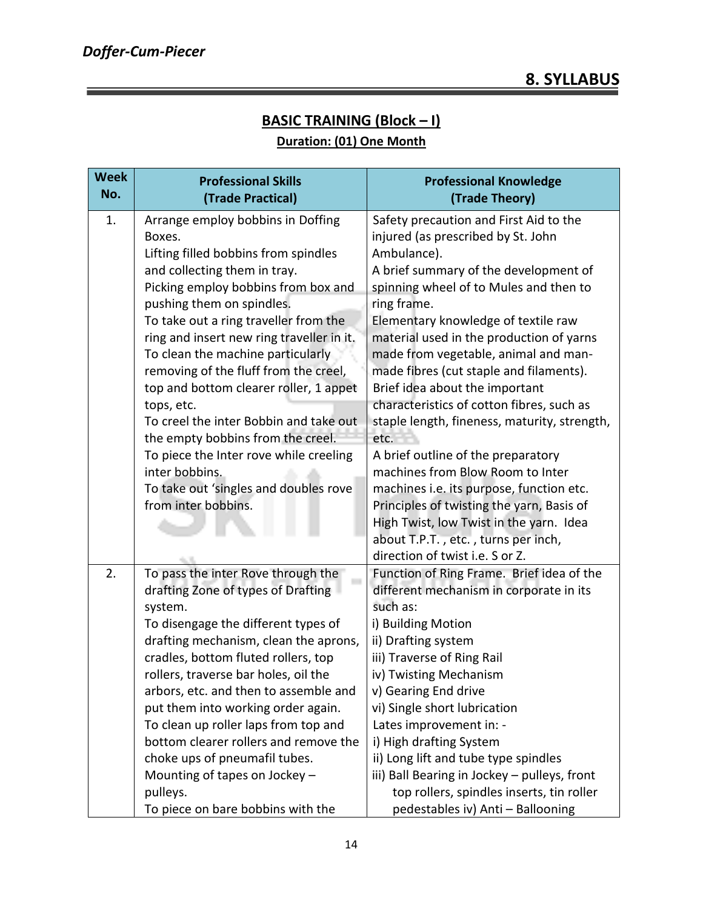## 8. SYLLABUS

### BASIC TRAINING (Block – I)

**Duration: (01) One Month**

| Week No. | Professional Skills (Trade Practical) | Professional Knowledge (Trade Theory) |
|---|---|---|
| 1. | Arrange employ bobbins in Doffing Boxes.<br>Lifting filled bobbins from spindles and collecting them in tray.<br>Picking employ bobbins from box and pushing them on spindles.<br>To take out a ring traveller from the ring and insert new ring traveller in it.<br>To clean the machine particularly removing of the fluff from the creel, top and bottom clearer roller, 1 appet tops, etc.<br>To creel the inter Bobbin and take out the empty bobbins from the creel.<br>To piece the Inter rove while creeling inter bobbins.<br>To take out 'singles and doubles rove from inter bobbins. | Safety precaution and First Aid to the injured (as prescribed by St. John Ambulance).<br>A brief summary of the development of spinning wheel of to Mules and then to ring frame.<br>Elementary knowledge of textile raw material used in the production of yarns made from vegetable, animal and man-made fibres (cut staple and filaments).<br>Brief idea about the important characteristics of cotton fibres, such as staple length, fineness, maturity, strength, etc.<br>A brief outline of the preparatory machines from Blow Room to Inter machines i.e. its purpose, function etc.<br>Principles of twisting the yarn, Basis of High Twist, low Twist in the yarn. Idea about T.P.T. , etc. , turns per inch, direction of twist i.e. S or Z. |
| 2. | To pass the inter Rove through the drafting Zone of types of Drafting system.<br>To disengage the different types of drafting mechanism, clean the aprons, cradles, bottom fluted rollers, top rollers, traverse bar holes, oil the arbors, etc. and then to assemble and put them into working order again.<br>To clean up roller laps from top and bottom clearer rollers and remove the choke ups of pneumafil tubes.<br>Mounting of tapes on Jockey – pulleys.<br>To piece on bare bobbins with the | Function of Ring Frame. Brief idea of the different mechanism in corporate in its such as:<br>i) Building Motion<br>ii) Drafting system<br>iii) Traverse of Ring Rail<br>iv) Twisting Mechanism<br>v) Gearing End drive<br>vi) Single short lubrication<br>Lates improvement in: -<br>i) High drafting System<br>ii) Long lift and tube type spindles<br>iii) Ball Bearing in Jockey – pulleys, front top rollers, spindles inserts, tin roller pedestables iv) Anti – Ballooning |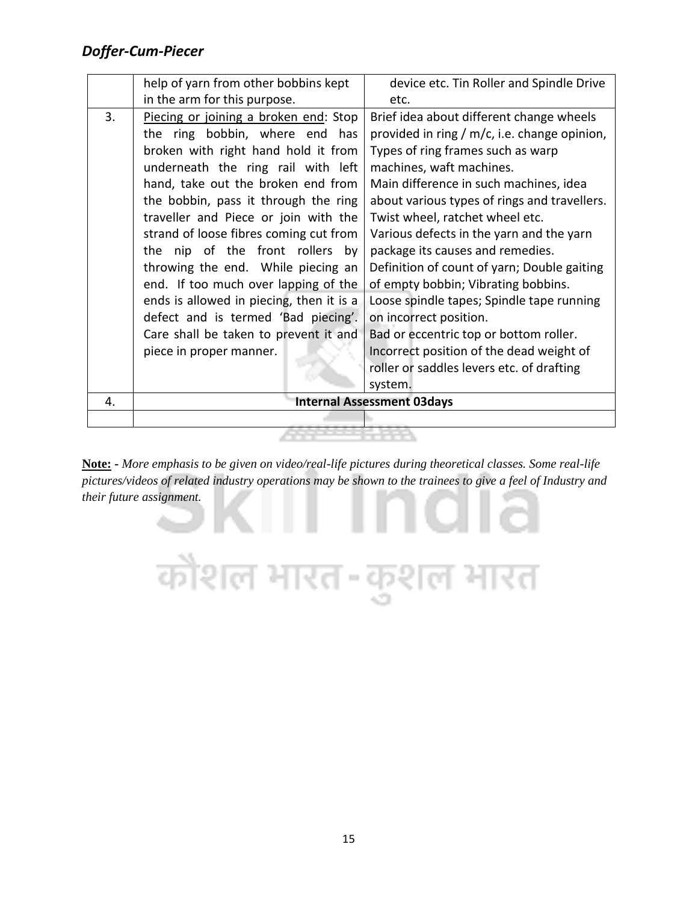| | | |
|---|---|---|
| | help of yarn from other bobbins kept in the arm for this purpose. | device etc. Tin Roller and Spindle Drive etc. |
| 3. | Piecing or joining a broken end: Stop the ring bobbin, where end has broken with right hand hold it from underneath the ring rail with left hand, take out the broken end from the bobbin, pass it through the ring traveller and Piece or join with the strand of loose fibres coming cut from the nip of the front rollers by throwing the end. While piecing an end. If too much over lapping of the ends is allowed in piecing, then it is a defect and is termed 'Bad piecing'. Care shall be taken to prevent it and piece in proper manner. | Brief idea about different change wheels provided in ring / m/c, i.e. change opinion, Types of ring frames such as warp machines, waft machines.<br>Main difference in such machines, idea about various types of rings and travellers.<br>Twist wheel, ratchet wheel etc.<br>Various defects in the yarn and the yarn package its causes and remedies.<br>Definition of count of yarn; Double gaiting of empty bobbin; Vibrating bobbins.<br>Loose spindle tapes; Spindle tape running on incorrect position.<br>Bad or eccentric top or bottom roller.<br>Incorrect position of the dead weight of roller or saddles levers etc. of drafting system. |
| 4. | **Internal Assessment 03days** | |
| | | |

**Note: -** *More emphasis to be given on video/real-life pictures during theoretical classes. Some real-life pictures/videos of related industry operations may be shown to the trainees to give a feel of Industry and their future assignment.*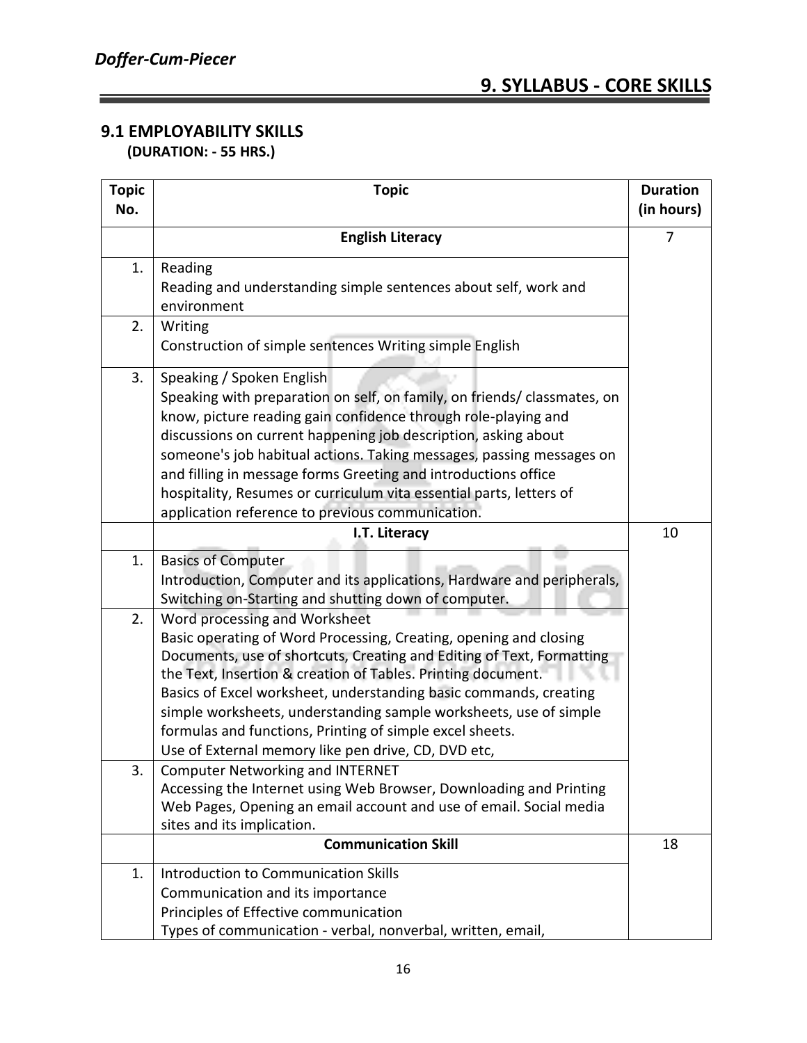## 9. SYLLABUS - CORE SKILLS

### 9.1 EMPLOYABILITY SKILLS

**(DURATION: - 55 HRS.)**

| Topic No. | Topic | Duration (in hours) |
|---|---|---|
| | **English Literacy** | 7 |
| 1. | Reading<br>Reading and understanding simple sentences about self, work and environment | |
| 2. | Writing<br>Construction of simple sentences Writing simple English | |
| 3. | Speaking / Spoken English<br>Speaking with preparation on self, on family, on friends/ classmates, on know, picture reading gain confidence through role-playing and discussions on current happening job description, asking about someone's job habitual actions. Taking messages, passing messages on and filling in message forms Greeting and introductions office hospitality, Resumes or curriculum vita essential parts, letters of application reference to previous communication. | |
| | **I.T. Literacy** | 10 |
| 1. | Basics of Computer<br>Introduction, Computer and its applications, Hardware and peripherals, Switching on-Starting and shutting down of computer. | |
| 2. | Word processing and Worksheet<br>Basic operating of Word Processing, Creating, opening and closing Documents, use of shortcuts, Creating and Editing of Text, Formatting the Text, Insertion & creation of Tables. Printing document.<br>Basics of Excel worksheet, understanding basic commands, creating simple worksheets, understanding sample worksheets, use of simple formulas and functions, Printing of simple excel sheets.<br>Use of External memory like pen drive, CD, DVD etc, | |
| 3. | Computer Networking and INTERNET<br>Accessing the Internet using Web Browser, Downloading and Printing Web Pages, Opening an email account and use of email. Social media sites and its implication. | |
| | **Communication Skill** | 18 |
| 1. | Introduction to Communication Skills<br>Communication and its importance<br>Principles of Effective communication<br>Types of communication - verbal, nonverbal, written, email, | |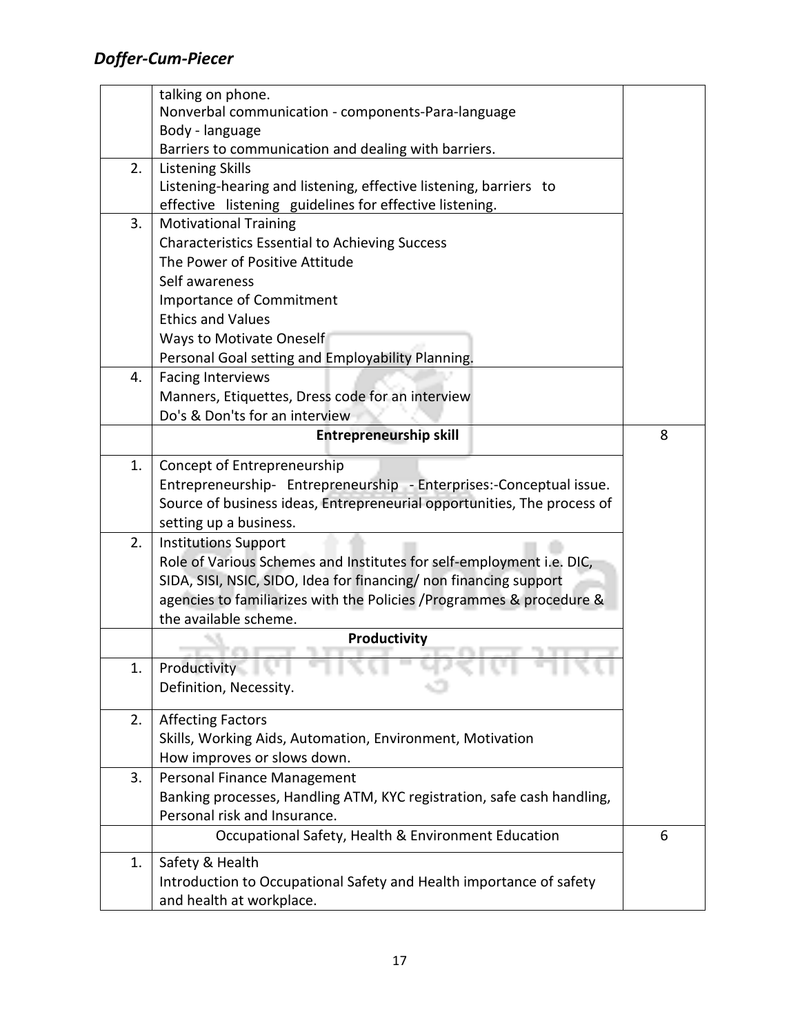| | | |
|---|---|---|
| | talking on phone.<br>Nonverbal communication - components-Para-language<br>Body - language<br>Barriers to communication and dealing with barriers. | |
| 2. | Listening Skills<br>Listening-hearing and listening, effective listening, barriers to effective listening guidelines for effective listening. | |
| 3. | Motivational Training<br>Characteristics Essential to Achieving Success<br>The Power of Positive Attitude<br>Self awareness<br>Importance of Commitment<br>Ethics and Values<br>Ways to Motivate Oneself<br>Personal Goal setting and Employability Planning. | |
| 4. | Facing Interviews<br>Manners, Etiquettes, Dress code for an interview<br>Do's & Don'ts for an interview | |
| | **Entrepreneurship skill** | 8 |
| 1. | Concept of Entrepreneurship<br>Entrepreneurship- Entrepreneurship - Enterprises:-Conceptual issue. Source of business ideas, Entrepreneurial opportunities, The process of setting up a business. | |
| 2. | Institutions Support<br>Role of Various Schemes and Institutes for self-employment i.e. DIC, SIDA, SISI, NSIC, SIDO, Idea for financing/ non financing support agencies to familiarizes with the Policies /Programmes & procedure & the available scheme. | |
| | **Productivity** | |
| 1. | Productivity<br>Definition, Necessity. | |
| 2. | Affecting Factors<br>Skills, Working Aids, Automation, Environment, Motivation<br>How improves or slows down. | |
| 3. | Personal Finance Management<br>Banking processes, Handling ATM, KYC registration, safe cash handling, Personal risk and Insurance. | |
| | Occupational Safety, Health & Environment Education | 6 |
| 1. | Safety & Health<br>Introduction to Occupational Safety and Health importance of safety and health at workplace. | |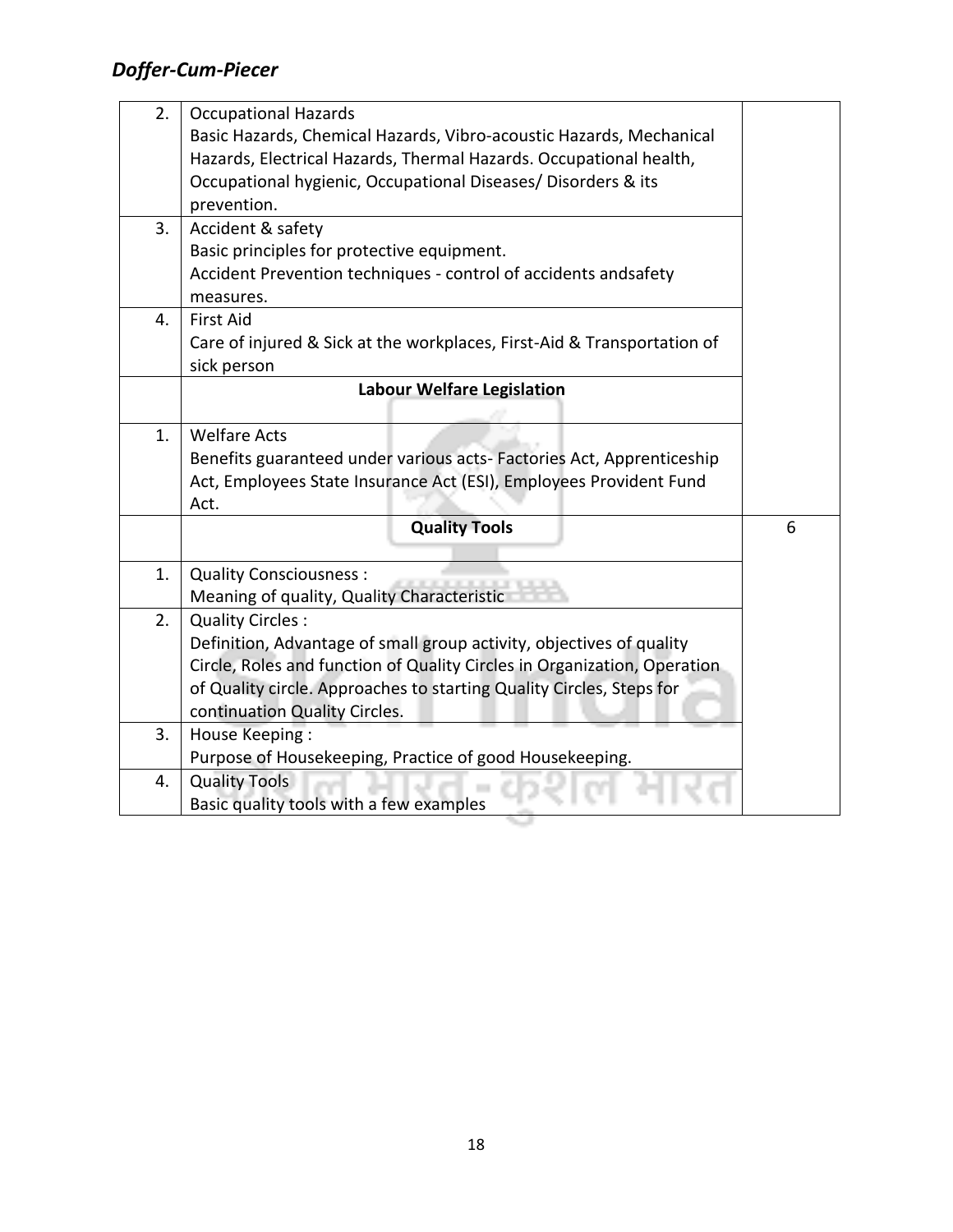| | | |
|---|---|---|
| 2. | Occupational Hazards<br>Basic Hazards, Chemical Hazards, Vibro-acoustic Hazards, Mechanical Hazards, Electrical Hazards, Thermal Hazards. Occupational health, Occupational hygienic, Occupational Diseases/ Disorders & its prevention. | |
| 3. | Accident & safety<br>Basic principles for protective equipment.<br>Accident Prevention techniques - control of accidents andsafety measures. | |
| 4. | First Aid<br>Care of injured & Sick at the workplaces, First-Aid & Transportation of sick person | |
| | **Labour Welfare Legislation** | |
| 1. | Welfare Acts<br>Benefits guaranteed under various acts- Factories Act, Apprenticeship Act, Employees State Insurance Act (ESI), Employees Provident Fund Act. | |
| | **Quality Tools** | 6 |
| 1. | Quality Consciousness :<br>Meaning of quality, Quality Characteristic | |
| 2. | Quality Circles :<br>Definition, Advantage of small group activity, objectives of quality Circle, Roles and function of Quality Circles in Organization, Operation of Quality circle. Approaches to starting Quality Circles, Steps for continuation Quality Circles. | |
| 3. | House Keeping :<br>Purpose of Housekeeping, Practice of good Housekeeping. | |
| 4. | Quality Tools<br>Basic quality tools with a few examples | |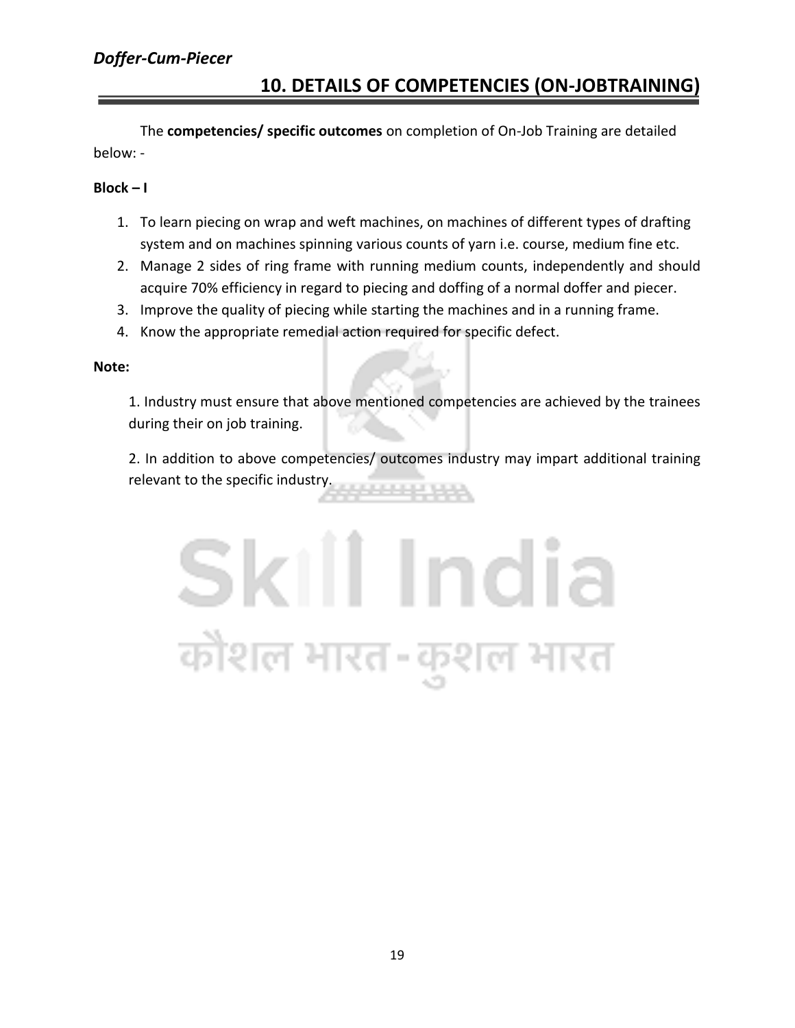## 10. DETAILS OF COMPETENCIES (ON-JOBTRAINING)

The **competencies/ specific outcomes** on completion of On-Job Training are detailed below: -

**Block – I**

1. To learn piecing on wrap and weft machines, on machines of different types of drafting system and on machines spinning various counts of yarn i.e. course, medium fine etc.
2. Manage 2 sides of ring frame with running medium counts, independently and should acquire 70% efficiency in regard to piecing and doffing of a normal doffer and piecer.
3. Improve the quality of piecing while starting the machines and in a running frame.
4. Know the appropriate remedial action required for specific defect.

**Note:**

1. Industry must ensure that above mentioned competencies are achieved by the trainees during their on job training.

2. In addition to above competencies/ outcomes industry may impart additional training relevant to the specific industry.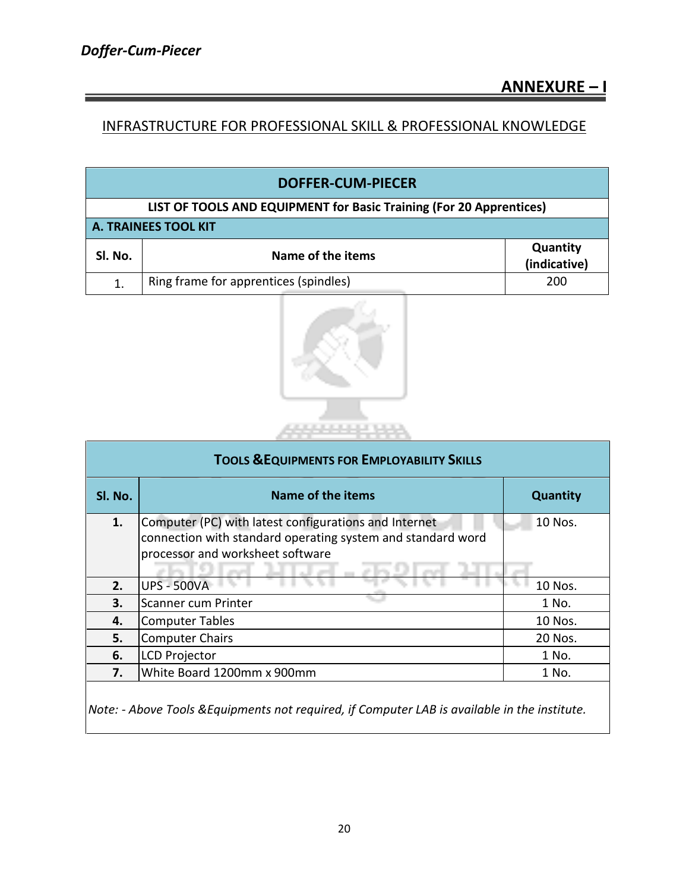## ANNEXURE – I

INFRASTRUCTURE FOR PROFESSIONAL SKILL & PROFESSIONAL KNOWLEDGE

| DOFFER-CUM-PIECER | | |
|---|---|---|
| **LIST OF TOOLS AND EQUIPMENT for Basic Training (For 20 Apprentices)** | | |
| **A. TRAINEES TOOL KIT** | | |
| **Sl. No.** | **Name of the items** | **Quantity (indicative)** |
| 1. | Ring frame for apprentices (spindles) | 200 |

| TOOLS & EQUIPMENTS FOR EMPLOYABILITY SKILLS | | |
|---|---|---|
| **Sl. No.** | **Name of the items** | **Quantity** |
| **1.** | Computer (PC) with latest configurations and Internet connection with standard operating system and standard word processor and worksheet software | 10 Nos. |
| **2.** | UPS - 500VA | 10 Nos. |
| **3.** | Scanner cum Printer | 1 No. |
| **4.** | Computer Tables | 10 Nos. |
| **5.** | Computer Chairs | 20 Nos. |
| **6.** | LCD Projector | 1 No. |
| **7.** | White Board 1200mm x 900mm | 1 No. |

*Note: - Above Tools &Equipments not required, if Computer LAB is available in the institute.*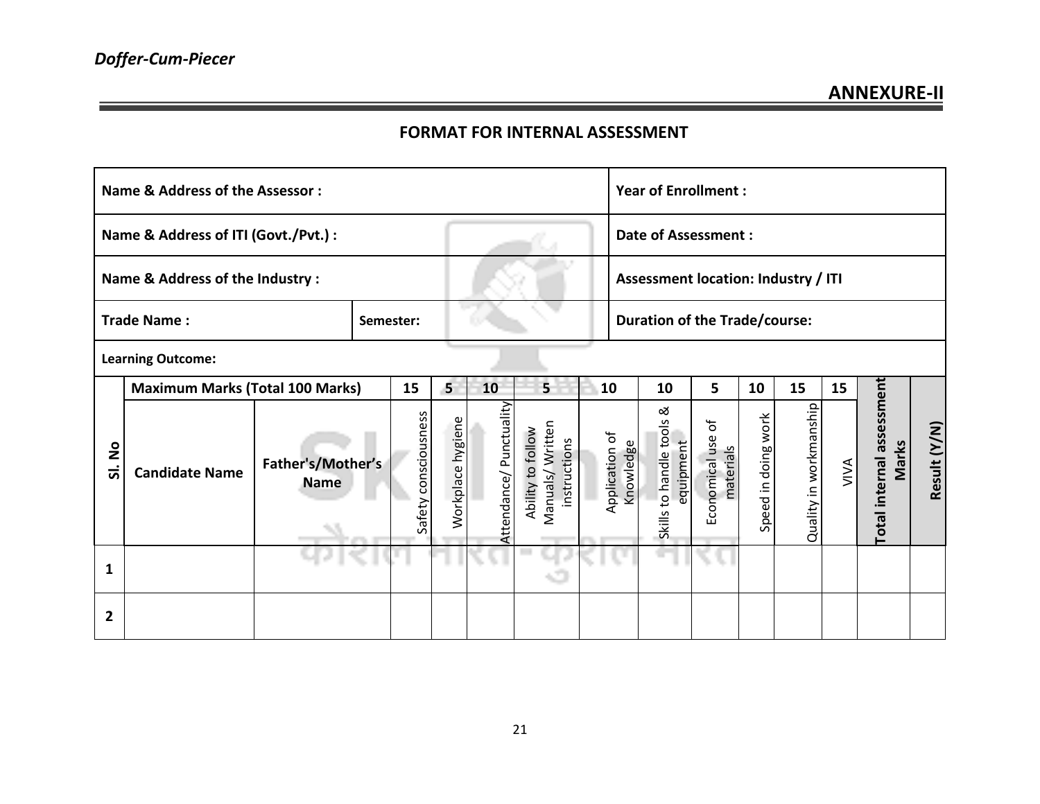## ANNEXURE-II

### FORMAT FOR INTERNAL ASSESSMENT

| | |
|---|---|
| **Name & Address of the Assessor :** | **Year of Enrollment :** |
| **Name & Address of ITI (Govt./Pvt.) :** | **Date of Assessment :** |
| **Name & Address of the Industry :** | **Assessment location: Industry / ITI** |
| **Trade Name :** &nbsp;&nbsp;&nbsp; **Semester:** | **Duration of the Trade/course:** |
| **Learning Outcome:** | |

| Sl. No | Candidate Name | Father's/Mother's Name | Safety consciousness | Workplace hygiene | Attendance/ Punctuality | Ability to follow Manuals/ Written instructions | Application of Knowledge | Skills to handle tools & equipment | Economical use of materials | Speed in doing work | Quality in workmanship | VIVA | Total internal assessment Marks | Result (Y/N) |
|---|---|---|---|---|---|---|---|---|---|---|---|---|---|---|
| | **Maximum Marks (Total 100 Marks)** | | 15 | 5 | 10 | 5 | 10 | 10 | 5 | 10 | 15 | 15 | | |
| 1 | | | | | | | | | | | | | | |
| 2 | | | | | | | | | | | | | | |